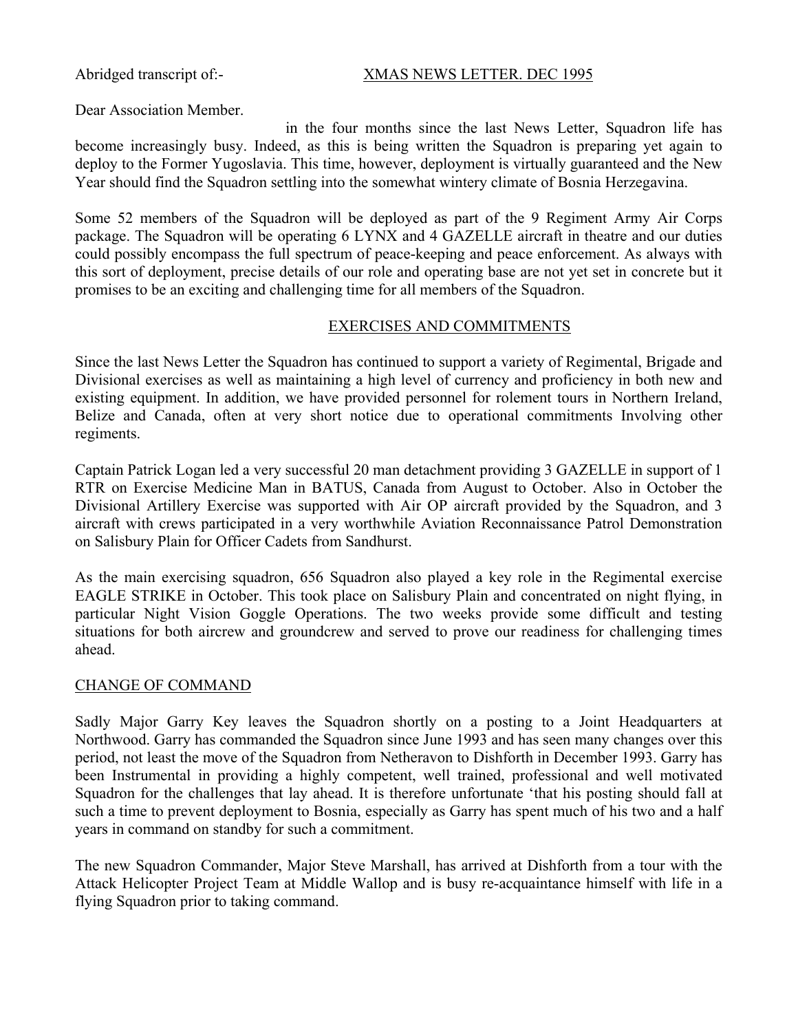Abridged transcript of:- XMAS NEWS LETTER. DEC 1995

Dear Association Member.

in the four months since the last News Letter, Squadron life has become increasingly busy. Indeed, as this is being written the Squadron is preparing yet again to deploy to the Former Yugoslavia. This time, however, deployment is virtually guaranteed and the New Year should find the Squadron settling into the somewhat wintery climate of Bosnia Herzegavina.

Some 52 members of the Squadron will be deployed as part of the 9 Regiment Army Air Corps package. The Squadron will be operating 6 LYNX and 4 GAZELLE aircraft in theatre and our duties could possibly encompass the full spectrum of peace-keeping and peace enforcement. As always with this sort of deployment, precise details of our role and operating base are not yet set in concrete but it promises to be an exciting and challenging time for all members of the Squadron.

## EXERCISES AND COMMITMENTS

Since the last News Letter the Squadron has continued to support a variety of Regimental, Brigade and Divisional exercises as well as maintaining a high level of currency and proficiency in both new and existing equipment. In addition, we have provided personnel for rolement tours in Northern Ireland, Belize and Canada, often at very short notice due to operational commitments Involving other regiments.

Captain Patrick Logan led a very successful 20 man detachment providing 3 GAZELLE in support of 1 RTR on Exercise Medicine Man in BATUS, Canada from August to October. Also in October the Divisional Artillery Exercise was supported with Air OP aircraft provided by the Squadron, and 3 aircraft with crews participated in a very worthwhile Aviation Reconnaissance Patrol Demonstration on Salisbury Plain for Officer Cadets from Sandhurst.

As the main exercising squadron, 656 Squadron also played a key role in the Regimental exercise EAGLE STRIKE in October. This took place on Salisbury Plain and concentrated on night flying, in particular Night Vision Goggle Operations. The two weeks provide some difficult and testing situations for both aircrew and groundcrew and served to prove our readiness for challenging times ahead.

## CHANGE OF COMMAND

Sadly Major Garry Key leaves the Squadron shortly on a posting to a Joint Headquarters at Northwood. Garry has commanded the Squadron since June 1993 and has seen many changes over this period, not least the move of the Squadron from Netheravon to Dishforth in December 1993. Garry has been Instrumental in providing a highly competent, well trained, professional and well motivated Squadron for the challenges that lay ahead. It is therefore unfortunate 'that his posting should fall at such a time to prevent deployment to Bosnia, especially as Garry has spent much of his two and a half years in command on standby for such a commitment.

The new Squadron Commander, Major Steve Marshall, has arrived at Dishforth from a tour with the Attack Helicopter Project Team at Middle Wallop and is busy re-acquaintance himself with life in a flying Squadron prior to taking command.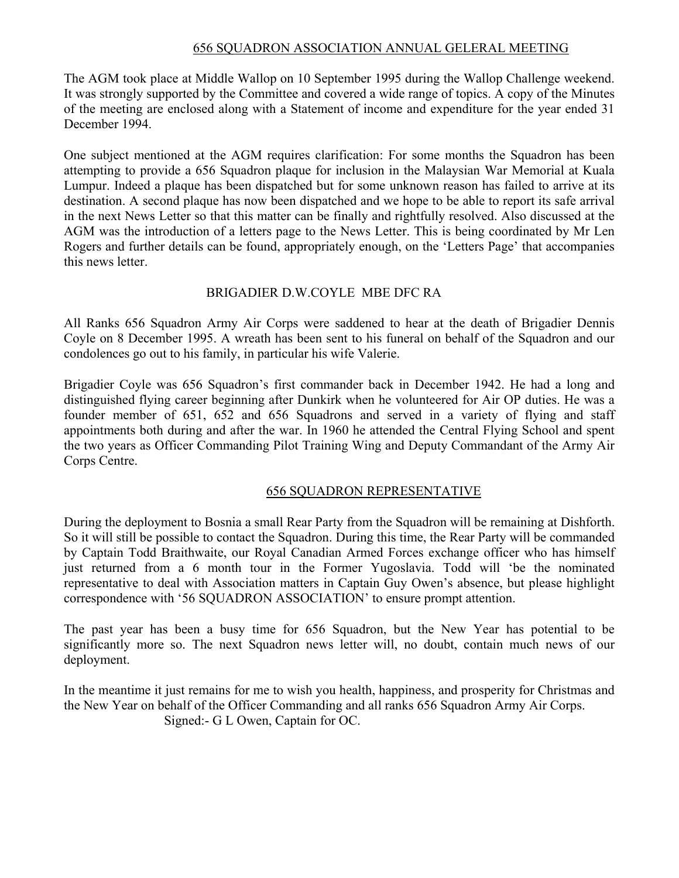## 656 SQUADRON ASSOCIATION ANNUAL GELERAL MEETING

The AGM took place at Middle Wallop on 10 September 1995 during the Wallop Challenge weekend. It was strongly supported by the Committee and covered a wide range of topics. A copy of the Minutes of the meeting are enclosed along with a Statement of income and expenditure for the year ended 31 December 1994.

One subject mentioned at the AGM requires clarification: For some months the Squadron has been attempting to provide a 656 Squadron plaque for inclusion in the Malaysian War Memorial at Kuala Lumpur. Indeed a plaque has been dispatched but for some unknown reason has failed to arrive at its destination. A second plaque has now been dispatched and we hope to be able to report its safe arrival in the next News Letter so that this matter can be finally and rightfully resolved. Also discussed at the AGM was the introduction of a letters page to the News Letter. This is being coordinated by Mr Len Rogers and further details can be found, appropriately enough, on the 'Letters Page' that accompanies this news letter.

## BRIGADIER D.W.COYLE MBE DFC RA

All Ranks 656 Squadron Army Air Corps were saddened to hear at the death of Brigadier Dennis Coyle on 8 December 1995. A wreath has been sent to his funeral on behalf of the Squadron and our condolences go out to his family, in particular his wife Valerie.

Brigadier Coyle was 656 Squadron's first commander back in December 1942. He had a long and distinguished flying career beginning after Dunkirk when he volunteered for Air OP duties. He was a founder member of 651, 652 and 656 Squadrons and served in a variety of flying and staff appointments both during and after the war. In 1960 he attended the Central Flying School and spent the two years as Officer Commanding Pilot Training Wing and Deputy Commandant of the Army Air Corps Centre.

## 656 SQUADRON REPRESENTATIVE

During the deployment to Bosnia a small Rear Party from the Squadron will be remaining at Dishforth. So it will still be possible to contact the Squadron. During this time, the Rear Party will be commanded by Captain Todd Braithwaite, our Royal Canadian Armed Forces exchange officer who has himself just returned from a 6 month tour in the Former Yugoslavia. Todd will 'be the nominated representative to deal with Association matters in Captain Guy Owen's absence, but please highlight correspondence with '56 SQUADRON ASSOCIATION' to ensure prompt attention.

The past year has been a busy time for 656 Squadron, but the New Year has potential to be significantly more so. The next Squadron news letter will, no doubt, contain much news of our deployment.

In the meantime it just remains for me to wish you health, happiness, and prosperity for Christmas and the New Year on behalf of the Officer Commanding and all ranks 656 Squadron Army Air Corps.

Signed:- G L Owen, Captain for OC.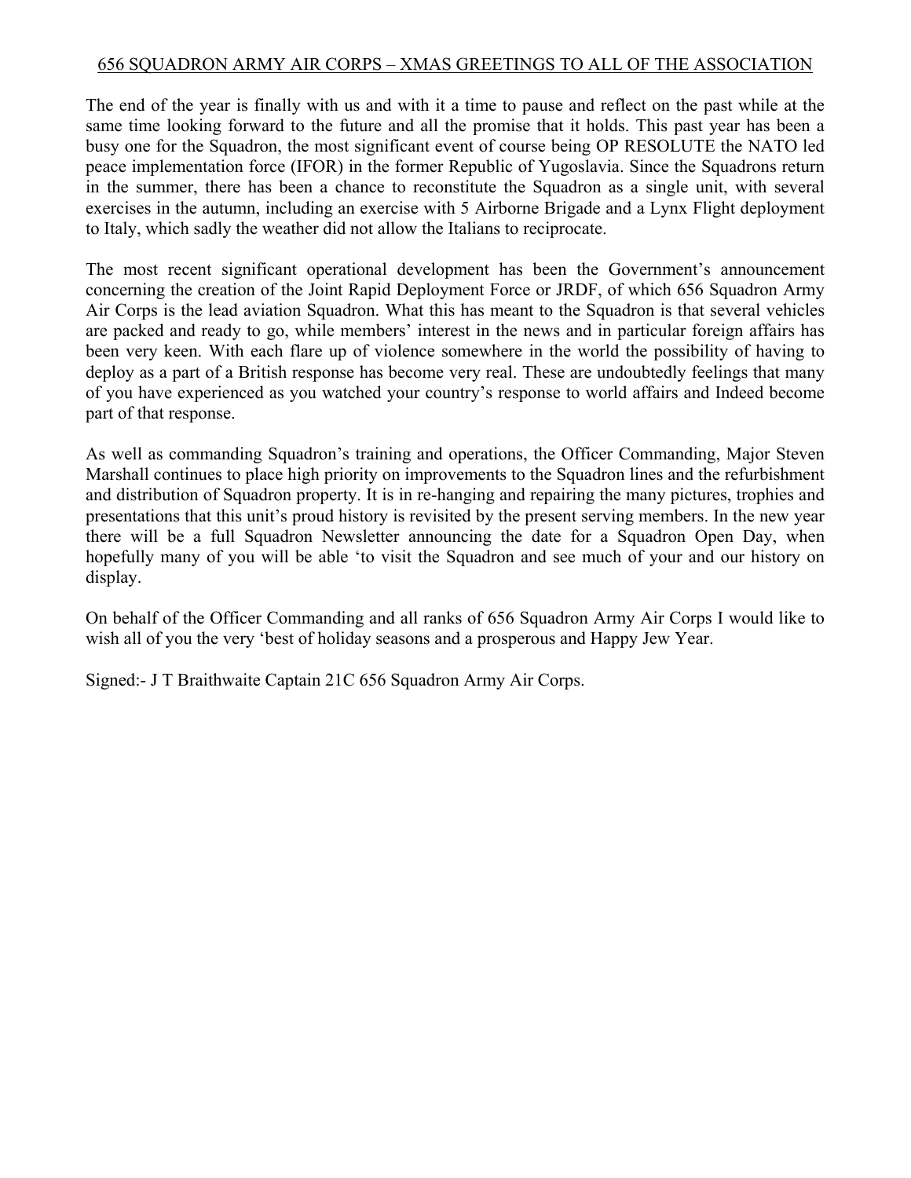## 656 SQUADRON ARMY AIR CORPS – XMAS GREETINGS TO ALL OF THE ASSOCIATION

The end of the year is finally with us and with it a time to pause and reflect on the past while at the same time looking forward to the future and all the promise that it holds. This past year has been a busy one for the Squadron, the most significant event of course being OP RESOLUTE the NATO led peace implementation force (IFOR) in the former Republic of Yugoslavia. Since the Squadrons return in the summer, there has been a chance to reconstitute the Squadron as a single unit, with several exercises in the autumn, including an exercise with 5 Airborne Brigade and a Lynx Flight deployment to Italy, which sadly the weather did not allow the Italians to reciprocate.

The most recent significant operational development has been the Government's announcement concerning the creation of the Joint Rapid Deployment Force or JRDF, of which 656 Squadron Army Air Corps is the lead aviation Squadron. What this has meant to the Squadron is that several vehicles are packed and ready to go, while members' interest in the news and in particular foreign affairs has been very keen. With each flare up of violence somewhere in the world the possibility of having to deploy as a part of a British response has become very real. These are undoubtedly feelings that many of you have experienced as you watched your country's response to world affairs and Indeed become part of that response.

As well as commanding Squadron's training and operations, the Officer Commanding, Major Steven Marshall continues to place high priority on improvements to the Squadron lines and the refurbishment and distribution of Squadron property. It is in re-hanging and repairing the many pictures, trophies and presentations that this unit's proud history is revisited by the present serving members. In the new year there will be a full Squadron Newsletter announcing the date for a Squadron Open Day, when hopefully many of you will be able 'to visit the Squadron and see much of your and our history on display.

On behalf of the Officer Commanding and all ranks of 656 Squadron Army Air Corps I would like to wish all of you the very 'best of holiday seasons and a prosperous and Happy Jew Year.

Signed:- J T Braithwaite Captain 21C 656 Squadron Army Air Corps.